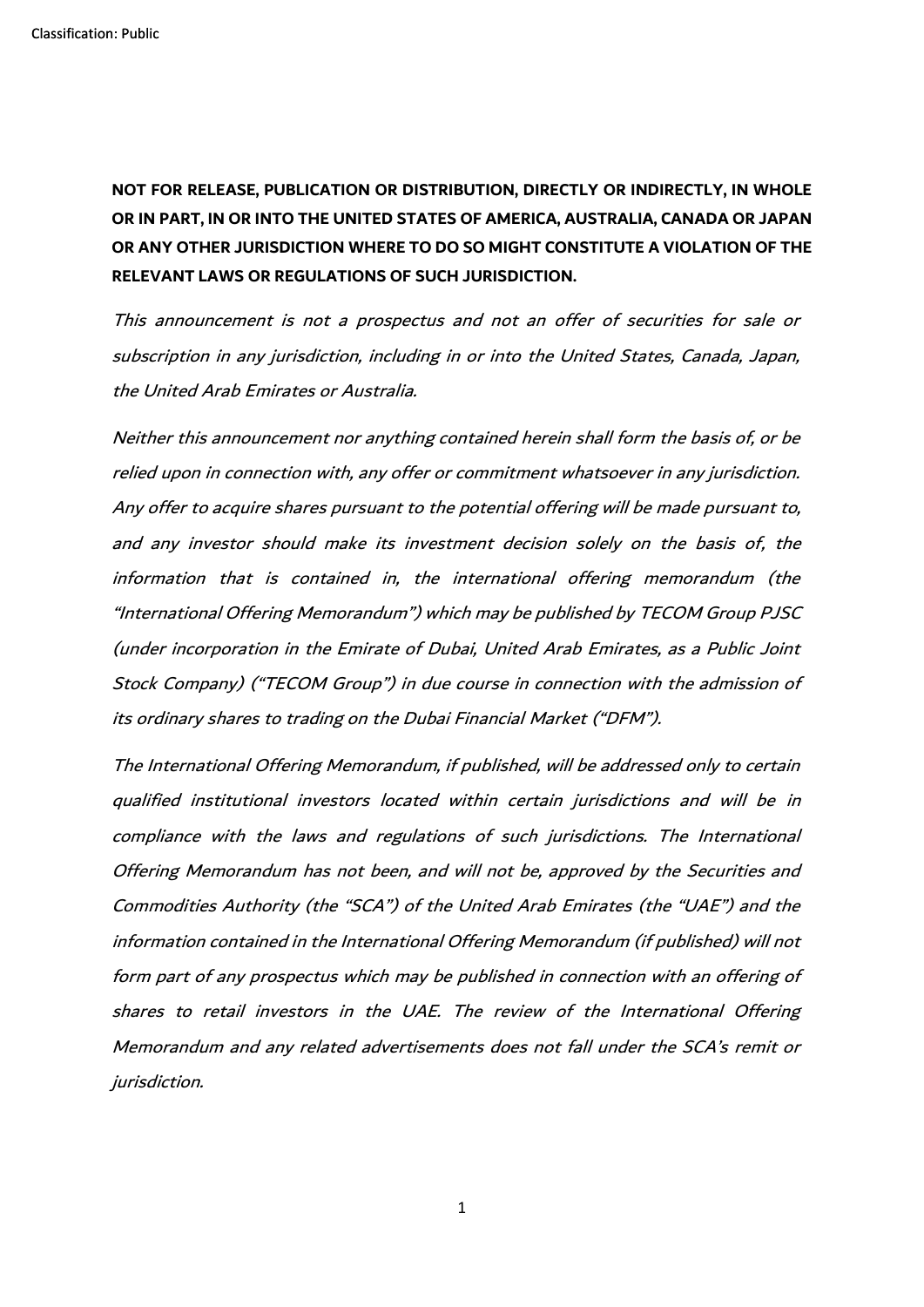**NOT FOR RELEASE, PUBLICATION OR DISTRIBUTION, DIRECTLY OR INDIRECTLY, IN WHOLE OR IN PART, IN OR INTO THE UNITED STATES OF AMERICA, AUSTRALIA, CANADA OR JAPAN OR ANY OTHER JURISDICTION WHERE TO DO SO MIGHT CONSTITUTE A VIOLATION OF THE RELEVANT LAWS OR REGULATIONS OF SUCH JURISDICTION.**

*This announcement is not a prospectus and not an offer of securities for sale or subscription in any jurisdiction, including in or into the United States, Canada, Japan, the United Arab Emirates or Australia.*

*Neither this announcement nor anything contained herein shall form the basis of, or be relied upon in connection with, any offer or commitment whatsoever in any jurisdiction. Any offer to acquire shares pursuant to the potential offering will be made pursuant to, and any investor should make its investment decision solely on the basis of, the information that is contained in, the international offering memorandum (the "International Offering Memorandum") which may be published by TECOM Group PJSC (under incorporation in the Emirate of Dubai, United Arab Emirates, as a Public Joint Stock Company) ("TECOM Group") in due course in connection with the admission of its ordinary shares to trading on the Dubai Financial Market ("DFM").*

*The International Offering Memorandum, if published, will be addressed only to certain qualified institutional investors located within certain jurisdictions and will be in compliance with the laws and regulations of such jurisdictions. The International Offering Memorandum has not been, and will not be, approved by the Securities and Commodities Authority (the "SCA") of the United Arab Emirates (the "UAE") and the information contained in the International Offering Memorandum (if published) will not form part of any prospectus which may be published in connection with an offering of shares to retail investors in the UAE. The review of the International Offering Memorandum and any related advertisements does not fall under the SCA's remit or jurisdiction.*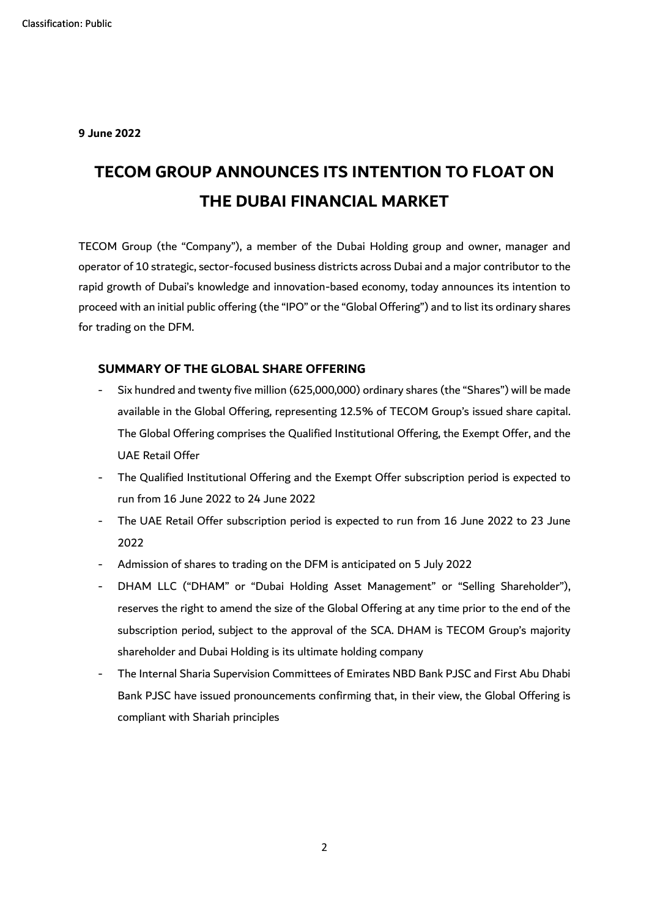**9 June 2022**

# TECOM GROUP ANNOUNCES ITS INTENTION TO FLOAT ON THE DUBAI FINANCIAL MARKET

TECOM Group (the "Company"), a member of the Dubai Holding group and owner, manager and operator of 10 strategic, sector-focused business districts across Dubai and a major contributor to the rapid growth of Dubai's knowledge and innovation-based economy, today announces its intention to proceed with an initial public offering (the "IPO" or the "Global Offering") and to list its ordinary shares for trading on the DFM.

## SUMMARY OF THE GLOBAL SHARE OFFERING

- Six hundred and twenty five million (625,000,000) ordinary shares (the "Shares") will be made available in the Global Offering, representing 12.5% of TECOM Group's issued share capital. The Global Offering comprises the Qualified Institutional Offering, the Exempt Offer, and the UAE Retail Offer
- The Qualified Institutional Offering and the Exempt Offer subscription period is expected to run from 16 June 2022 to 24 June 2022
- The UAE Retail Offer subscription period is expected to run from 16 June 2022 to 23 June 2022
- Admission of shares to trading on the DFM is anticipated on 5 July 2022
- DHAM LLC ("DHAM" or "Dubai Holding Asset Management" or "Selling Shareholder"), reserves the right to amend the size of the Global Offering at any time prior to the end of the subscription period, subject to the approval of the SCA. DHAM is TECOM Group's majority shareholder and Dubai Holding is its ultimate holding company
- The Internal Sharia Supervision Committees of Emirates NBD Bank PJSC and First Abu Dhabi Bank PJSC have issued pronouncements confirming that, in their view, the Global Offering is compliant with Shariah principles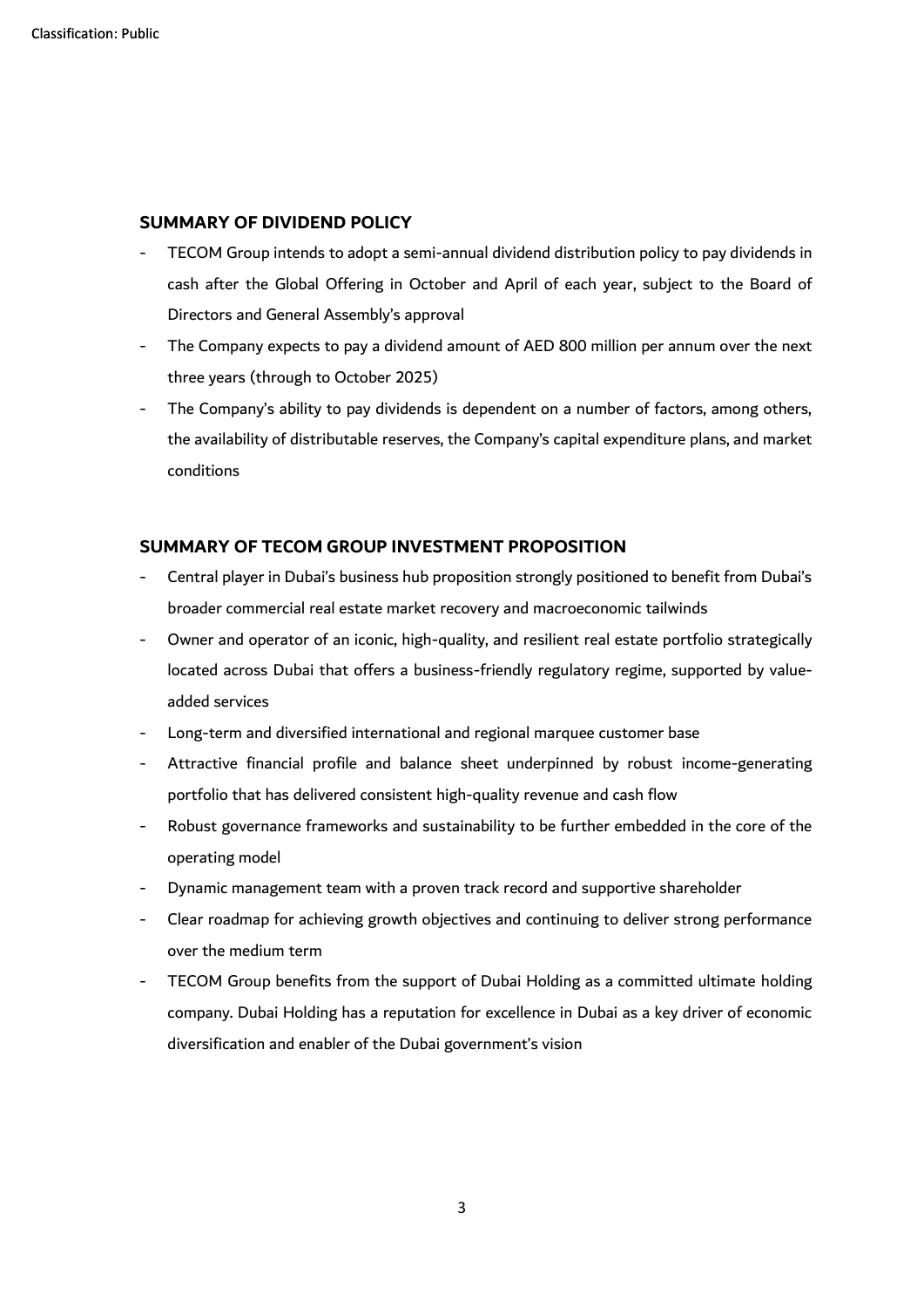## SUMMARY OF DIVIDEND POLICY

- TECOM Group intends to adopt a semi-annual dividend distribution policy to pay dividends in cash after the Global Offering in October and April of each year, subject to the Board of Directors and General Assembly's approval
- The Company expects to pay a dividend amount of AED 800 million per annum over the next three years (through to October 2025)
- The Company's ability to pay dividends is dependent on a number of factors, among others, the availability of distributable reserves, the Company's capital expenditure plans, and market conditions

## SUMMARY OF TECOM GROUP INVESTMENT PROPOSITION

- Central player in Dubai's business hub proposition strongly positioned to benefit from Dubai's broader commercial real estate market recovery and macroeconomic tailwinds
- Owner and operator of an iconic, high-quality, and resilient real estate portfolio strategically located across Dubai that offers a business-friendly regulatory regime, supported by value-added services
- Long-term and diversified international and regional marquee customer base
- Attractive financial profile and balance sheet underpinned by robust income-generating portfolio that has delivered consistent high-quality revenue and cash flow
- Robust governance frameworks and sustainability to be further embedded in the core of the operating model
- Dynamic management team with a proven track record and supportive shareholder
- Clear roadmap for achieving growth objectives and continuing to deliver strong performance over the medium term
- TECOM Group benefits from the support of Dubai Holding as a committed ultimate holding company. Dubai Holding has a reputation for excellence in Dubai as a key driver of economic diversification and enabler of the Dubai government's vision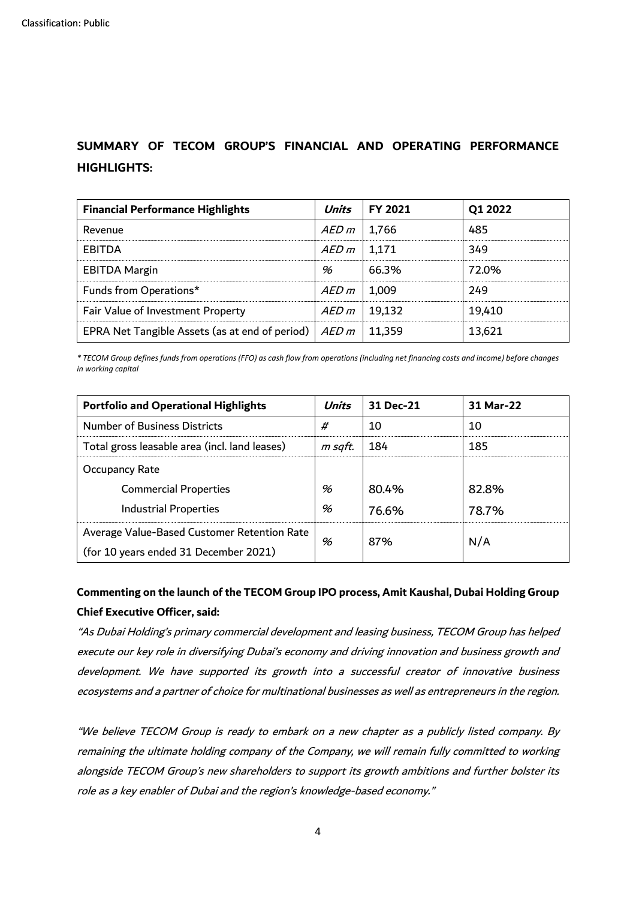## SUMMARY OF TECOM GROUP'S FINANCIAL AND OPERATING PERFORMANCE HIGHLIGHTS:

| Financial Performance Highlights | *Units* | FY 2021 | Q1 2022 |
|---|---|---|---|
| Revenue | *AED m* | 1,766 | 485 |
| EBITDA | *AED m* | 1,171 | 349 |
| EBITDA Margin | *%* | 66.3% | 72.0% |
| Funds from Operations* | *AED m* | 1,009 | 249 |
| Fair Value of Investment Property | *AED m* | 19,132 | 19,410 |
| EPRA Net Tangible Assets (as at end of period) | *AED m* | 11,359 | 13,621 |

*\* TECOM Group defines funds from operations (FFO) as cash flow from operations (including net financing costs and income) before changes in working capital*

| Portfolio and Operational Highlights | *Units* | 31 Dec-21 | 31 Mar-22 |
|---|---|---|---|
| Number of Business Districts | *#* | 10 | 10 |
| Total gross leasable area (incl. land leases) | *m sqft.* | 184 | 185 |
| Occupancy Rate | | | |
| Commercial Properties | *%* | 80.4% | 82.8% |
| Industrial Properties | *%* | 76.6% | 78.7% |
| Average Value-Based Customer Retention Rate (for 10 years ended 31 December 2021) | *%* | 87% | N/A |

**Commenting on the launch of the TECOM Group IPO process, Amit Kaushal, Dubai Holding Group Chief Executive Officer, said:**

*"As Dubai Holding's primary commercial development and leasing business, TECOM Group has helped execute our key role in diversifying Dubai's economy and driving innovation and business growth and development. We have supported its growth into a successful creator of innovative business ecosystems and a partner of choice for multinational businesses as well as entrepreneurs in the region.*

*"We believe TECOM Group is ready to embark on a new chapter as a publicly listed company. By remaining the ultimate holding company of the Company, we will remain fully committed to working alongside TECOM Group's new shareholders to support its growth ambitions and further bolster its role as a key enabler of Dubai and the region's knowledge-based economy."*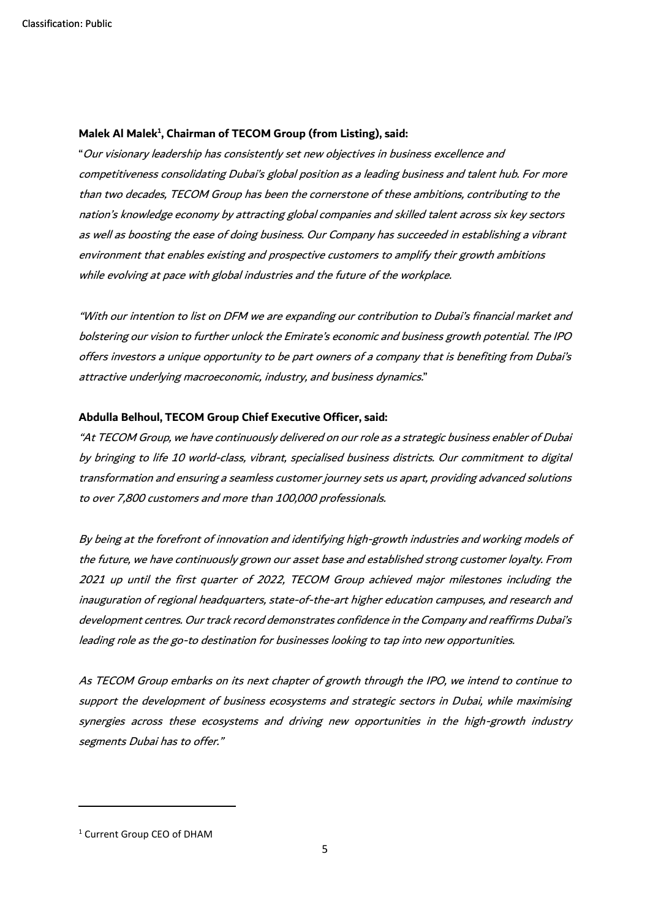**Malek Al Malek[1], Chairman of TECOM Group (from Listing), said:**

"*Our visionary leadership has consistently set new objectives in business excellence and competitiveness consolidating Dubai's global position as a leading business and talent hub. For more than two decades, TECOM Group has been the cornerstone of these ambitions, contributing to the nation's knowledge economy by attracting global companies and skilled talent across six key sectors as well as boosting the ease of doing business. Our Company has succeeded in establishing a vibrant environment that enables existing and prospective customers to amplify their growth ambitions while evolving at pace with global industries and the future of the workplace.*

*"With our intention to list on DFM we are expanding our contribution to Dubai's financial market and bolstering our vision to further unlock the Emirate's economic and business growth potential. The IPO offers investors a unique opportunity to be part owners of a company that is benefiting from Dubai's attractive underlying macroeconomic, industry, and business dynamics.*"

**Abdulla Belhoul, TECOM Group Chief Executive Officer, said:**

*"At TECOM Group, we have continuously delivered on our role as a strategic business enabler of Dubai by bringing to life 10 world-class, vibrant, specialised business districts. Our commitment to digital transformation and ensuring a seamless customer journey sets us apart, providing advanced solutions to over 7,800 customers and more than 100,000 professionals.*

*By being at the forefront of innovation and identifying high-growth industries and working models of the future, we have continuously grown our asset base and established strong customer loyalty. From 2021 up until the first quarter of 2022, TECOM Group achieved major milestones including the inauguration of regional headquarters, state-of-the-art higher education campuses, and research and development centres. Our track record demonstrates confidence in the Company and reaffirms Dubai's leading role as the go-to destination for businesses looking to tap into new opportunities.*

*As TECOM Group embarks on its next chapter of growth through the IPO, we intend to continue to support the development of business ecosystems and strategic sectors in Dubai, while maximising synergies across these ecosystems and driving new opportunities in the high-growth industry segments Dubai has to offer."*

---

[1] Current Group CEO of DHAM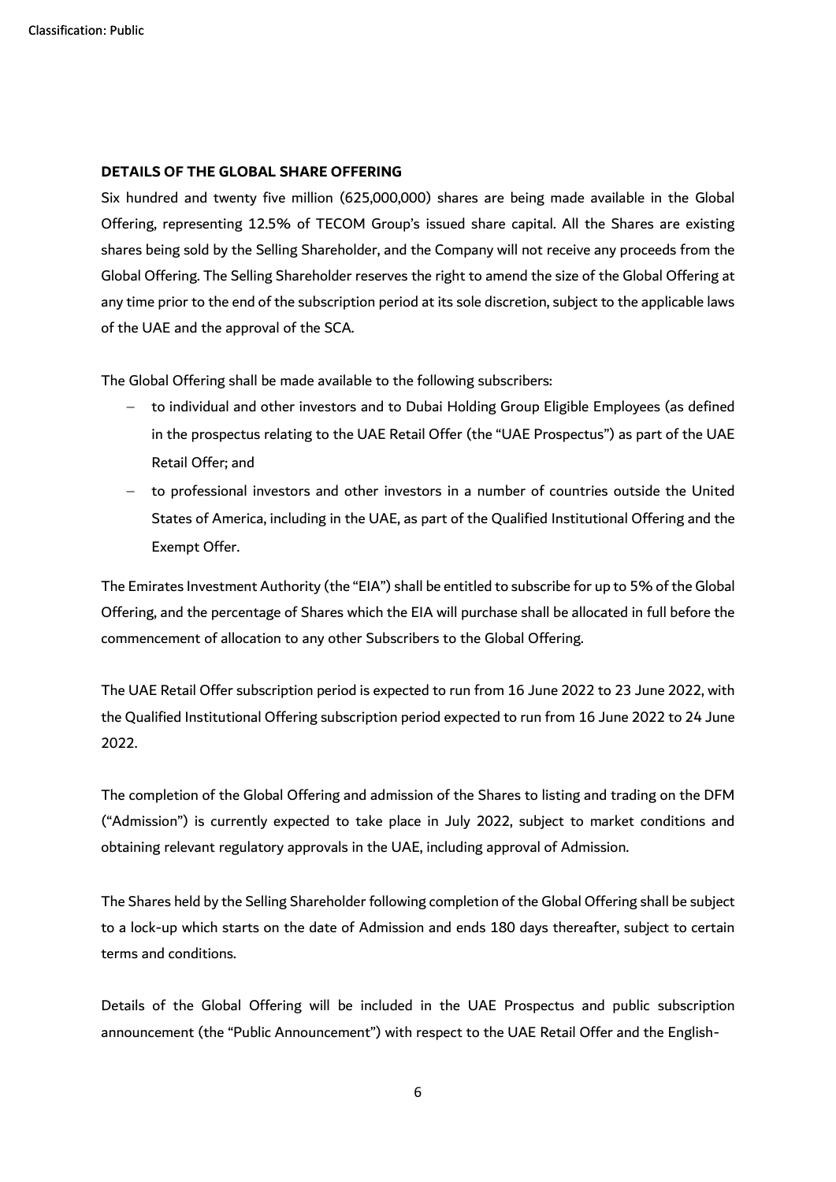**DETAILS OF THE GLOBAL SHARE OFFERING**

Six hundred and twenty five million (625,000,000) shares are being made available in the Global Offering, representing 12.5% of TECOM Group's issued share capital. All the Shares are existing shares being sold by the Selling Shareholder, and the Company will not receive any proceeds from the Global Offering. The Selling Shareholder reserves the right to amend the size of the Global Offering at any time prior to the end of the subscription period at its sole discretion, subject to the applicable laws of the UAE and the approval of the SCA.

The Global Offering shall be made available to the following subscribers:

- to individual and other investors and to Dubai Holding Group Eligible Employees (as defined in the prospectus relating to the UAE Retail Offer (the "UAE Prospectus") as part of the UAE Retail Offer; and
- to professional investors and other investors in a number of countries outside the United States of America, including in the UAE, as part of the Qualified Institutional Offering and the Exempt Offer.

The Emirates Investment Authority (the "EIA") shall be entitled to subscribe for up to 5% of the Global Offering, and the percentage of Shares which the EIA will purchase shall be allocated in full before the commencement of allocation to any other Subscribers to the Global Offering.

The UAE Retail Offer subscription period is expected to run from 16 June 2022 to 23 June 2022, with the Qualified Institutional Offering subscription period expected to run from 16 June 2022 to 24 June 2022.

The completion of the Global Offering and admission of the Shares to listing and trading on the DFM ("Admission") is currently expected to take place in July 2022, subject to market conditions and obtaining relevant regulatory approvals in the UAE, including approval of Admission.

The Shares held by the Selling Shareholder following completion of the Global Offering shall be subject to a lock-up which starts on the date of Admission and ends 180 days thereafter, subject to certain terms and conditions.

Details of the Global Offering will be included in the UAE Prospectus and public subscription announcement (the "Public Announcement") with respect to the UAE Retail Offer and the English-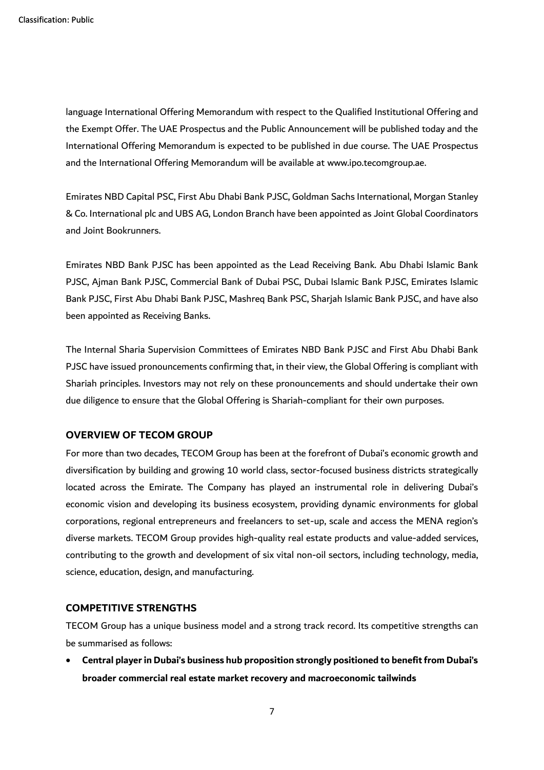language International Offering Memorandum with respect to the Qualified Institutional Offering and the Exempt Offer. The UAE Prospectus and the Public Announcement will be published today and the International Offering Memorandum is expected to be published in due course. The UAE Prospectus and the International Offering Memorandum will be available at www.ipo.tecomgroup.ae.

Emirates NBD Capital PSC, First Abu Dhabi Bank PJSC, Goldman Sachs International, Morgan Stanley & Co. International plc and UBS AG, London Branch have been appointed as Joint Global Coordinators and Joint Bookrunners.

Emirates NBD Bank PJSC has been appointed as the Lead Receiving Bank. Abu Dhabi Islamic Bank PJSC, Ajman Bank PJSC, Commercial Bank of Dubai PSC, Dubai Islamic Bank PJSC, Emirates Islamic Bank PJSC, First Abu Dhabi Bank PJSC, Mashreq Bank PSC, Sharjah Islamic Bank PJSC, and have also been appointed as Receiving Banks.

The Internal Sharia Supervision Committees of Emirates NBD Bank PJSC and First Abu Dhabi Bank PJSC have issued pronouncements confirming that, in their view, the Global Offering is compliant with Shariah principles. Investors may not rely on these pronouncements and should undertake their own due diligence to ensure that the Global Offering is Shariah-compliant for their own purposes.

## OVERVIEW OF TECOM GROUP

For more than two decades, TECOM Group has been at the forefront of Dubai's economic growth and diversification by building and growing 10 world class, sector-focused business districts strategically located across the Emirate. The Company has played an instrumental role in delivering Dubai's economic vision and developing its business ecosystem, providing dynamic environments for global corporations, regional entrepreneurs and freelancers to set-up, scale and access the MENA region's diverse markets. TECOM Group provides high-quality real estate products and value-added services, contributing to the growth and development of six vital non-oil sectors, including technology, media, science, education, design, and manufacturing.

## COMPETITIVE STRENGTHS

TECOM Group has a unique business model and a strong track record. Its competitive strengths can be summarised as follows:

- **Central player in Dubai's business hub proposition strongly positioned to benefit from Dubai's broader commercial real estate market recovery and macroeconomic tailwinds**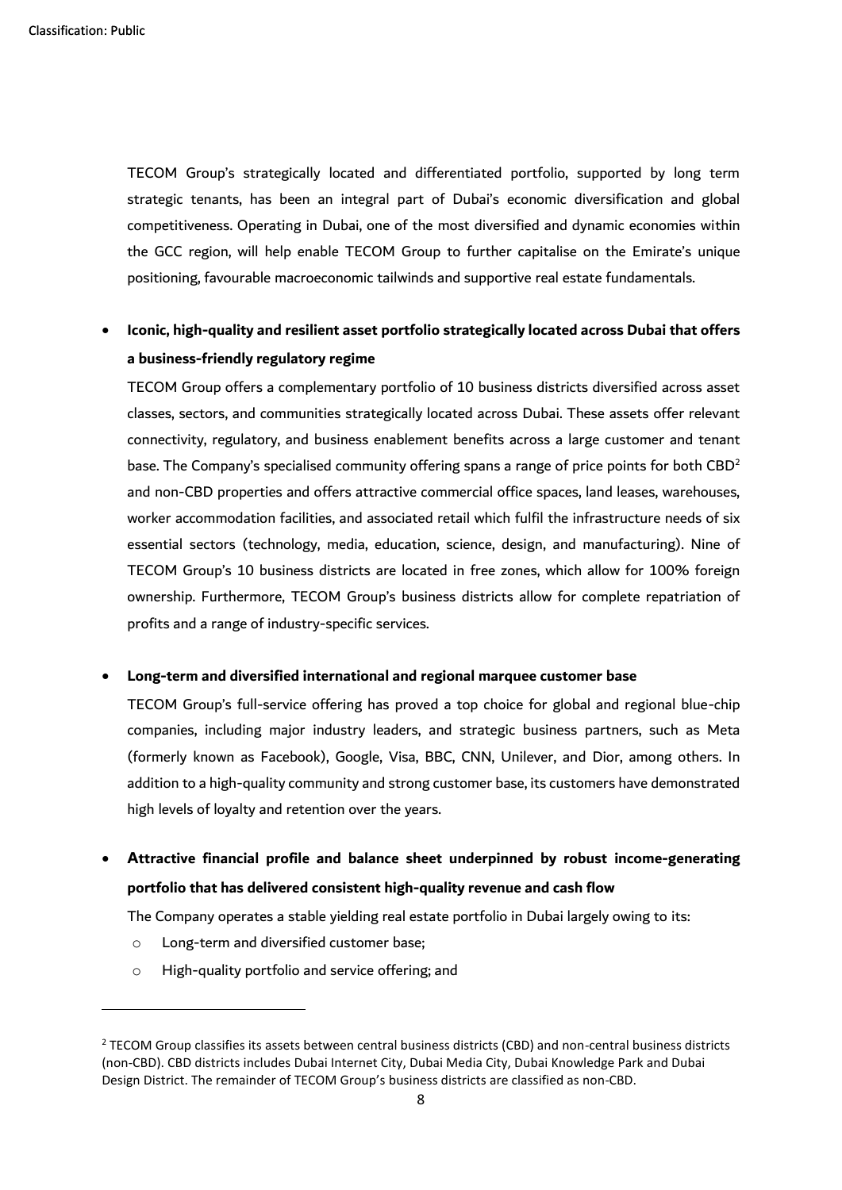TECOM Group's strategically located and differentiated portfolio, supported by long term strategic tenants, has been an integral part of Dubai's economic diversification and global competitiveness. Operating in Dubai, one of the most diversified and dynamic economies within the GCC region, will help enable TECOM Group to further capitalise on the Emirate's unique positioning, favourable macroeconomic tailwinds and supportive real estate fundamentals.

- **Iconic, high-quality and resilient asset portfolio strategically located across Dubai that offers a business-friendly regulatory regime**

  TECOM Group offers a complementary portfolio of 10 business districts diversified across asset classes, sectors, and communities strategically located across Dubai. These assets offer relevant connectivity, regulatory, and business enablement benefits across a large customer and tenant base. The Company's specialised community offering spans a range of price points for both CBD[2] and non-CBD properties and offers attractive commercial office spaces, land leases, warehouses, worker accommodation facilities, and associated retail which fulfil the infrastructure needs of six essential sectors (technology, media, education, science, design, and manufacturing). Nine of TECOM Group's 10 business districts are located in free zones, which allow for 100% foreign ownership. Furthermore, TECOM Group's business districts allow for complete repatriation of profits and a range of industry-specific services.

- **Long-term and diversified international and regional marquee customer base**

  TECOM Group's full-service offering has proved a top choice for global and regional blue-chip companies, including major industry leaders, and strategic business partners, such as Meta (formerly known as Facebook), Google, Visa, BBC, CNN, Unilever, and Dior, among others. In addition to a high-quality community and strong customer base, its customers have demonstrated high levels of loyalty and retention over the years.

- **Attractive financial profile and balance sheet underpinned by robust income-generating portfolio that has delivered consistent high-quality revenue and cash flow**

  The Company operates a stable yielding real estate portfolio in Dubai largely owing to its:

  - Long-term and diversified customer base;
  - High-quality portfolio and service offering; and

[2] TECOM Group classifies its assets between central business districts (CBD) and non-central business districts (non-CBD). CBD districts includes Dubai Internet City, Dubai Media City, Dubai Knowledge Park and Dubai Design District. The remainder of TECOM Group's business districts are classified as non-CBD.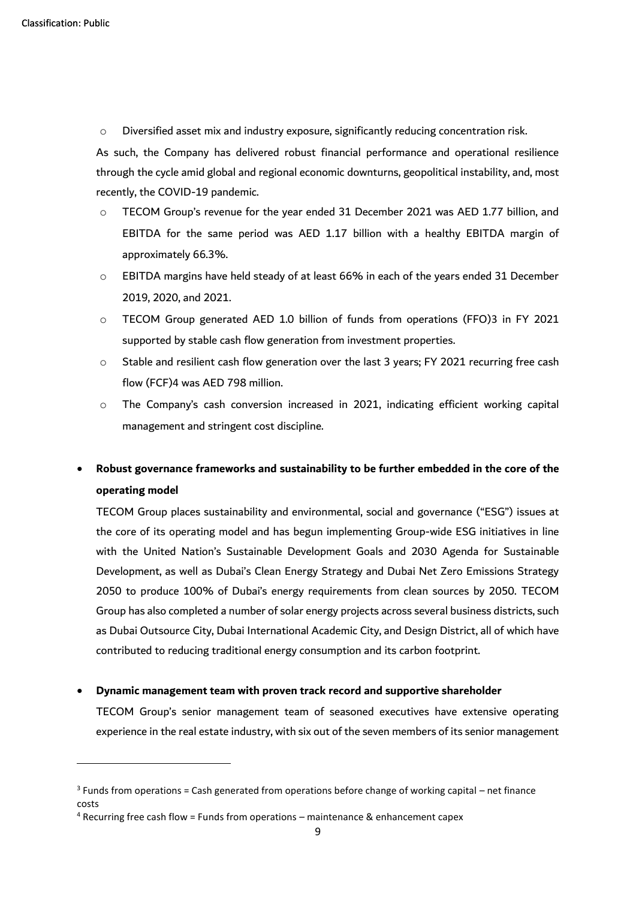- Diversified asset mix and industry exposure, significantly reducing concentration risk.

As such, the Company has delivered robust financial performance and operational resilience through the cycle amid global and regional economic downturns, geopolitical instability, and, most recently, the COVID-19 pandemic.

- TECOM Group's revenue for the year ended 31 December 2021 was AED 1.77 billion, and EBITDA for the same period was AED 1.17 billion with a healthy EBITDA margin of approximately 66.3%.
- EBITDA margins have held steady of at least 66% in each of the years ended 31 December 2019, 2020, and 2021.
- TECOM Group generated AED 1.0 billion of funds from operations (FFO)[3] in FY 2021 supported by stable cash flow generation from investment properties.
- Stable and resilient cash flow generation over the last 3 years; FY 2021 recurring free cash flow (FCF)[4] was AED 798 million.
- The Company's cash conversion increased in 2021, indicating efficient working capital management and stringent cost discipline.

- **Robust governance frameworks and sustainability to be further embedded in the core of the operating model**

  TECOM Group places sustainability and environmental, social and governance ("ESG") issues at the core of its operating model and has begun implementing Group-wide ESG initiatives in line with the United Nation's Sustainable Development Goals and 2030 Agenda for Sustainable Development, as well as Dubai's Clean Energy Strategy and Dubai Net Zero Emissions Strategy 2050 to produce 100% of Dubai's energy requirements from clean sources by 2050. TECOM Group has also completed a number of solar energy projects across several business districts, such as Dubai Outsource City, Dubai International Academic City, and Design District, all of which have contributed to reducing traditional energy consumption and its carbon footprint.

- **Dynamic management team with proven track record and supportive shareholder**

  TECOM Group's senior management team of seasoned executives have extensive operating experience in the real estate industry, with six out of the seven members of its senior management

---

[3] Funds from operations = Cash generated from operations before change of working capital – net finance costs

[4] Recurring free cash flow = Funds from operations – maintenance & enhancement capex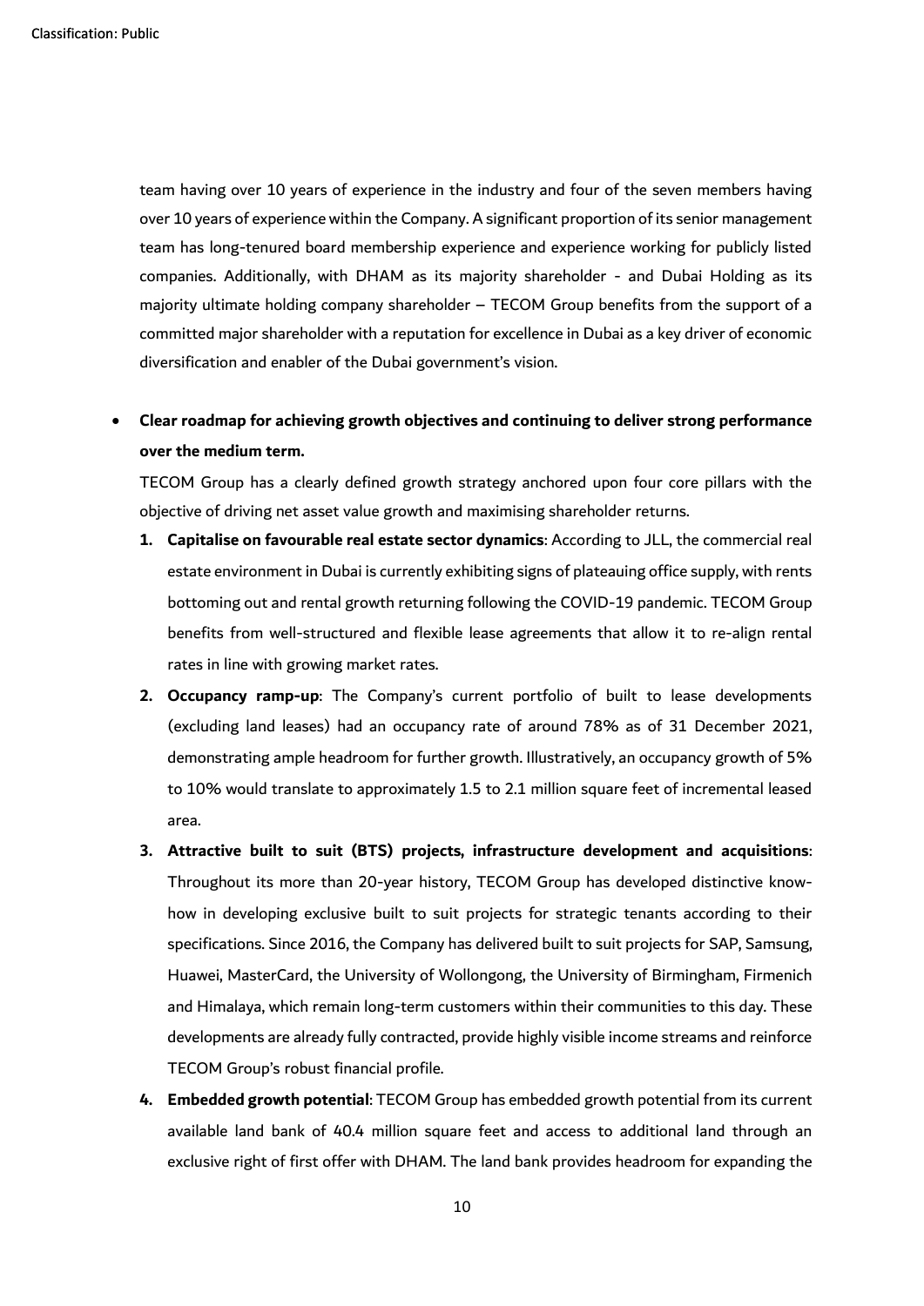team having over 10 years of experience in the industry and four of the seven members having over 10 years of experience within the Company. A significant proportion of its senior management team has long-tenured board membership experience and experience working for publicly listed companies. Additionally, with DHAM as its majority shareholder - and Dubai Holding as its majority ultimate holding company shareholder – TECOM Group benefits from the support of a committed major shareholder with a reputation for excellence in Dubai as a key driver of economic diversification and enabler of the Dubai government's vision.

- **Clear roadmap for achieving growth objectives and continuing to deliver strong performance over the medium term.**

  TECOM Group has a clearly defined growth strategy anchored upon four core pillars with the objective of driving net asset value growth and maximising shareholder returns.

  1. **Capitalise on favourable real estate sector dynamics**: According to JLL, the commercial real estate environment in Dubai is currently exhibiting signs of plateauing office supply, with rents bottoming out and rental growth returning following the COVID-19 pandemic. TECOM Group benefits from well-structured and flexible lease agreements that allow it to re-align rental rates in line with growing market rates.
  2. **Occupancy ramp-up**: The Company's current portfolio of built to lease developments (excluding land leases) had an occupancy rate of around 78% as of 31 December 2021, demonstrating ample headroom for further growth. Illustratively, an occupancy growth of 5% to 10% would translate to approximately 1.5 to 2.1 million square feet of incremental leased area.
  3. **Attractive built to suit (BTS) projects, infrastructure development and acquisitions**: Throughout its more than 20-year history, TECOM Group has developed distinctive know-how in developing exclusive built to suit projects for strategic tenants according to their specifications. Since 2016, the Company has delivered built to suit projects for SAP, Samsung, Huawei, MasterCard, the University of Wollongong, the University of Birmingham, Firmenich and Himalaya, which remain long-term customers within their communities to this day. These developments are already fully contracted, provide highly visible income streams and reinforce TECOM Group's robust financial profile.
  4. **Embedded growth potential**: TECOM Group has embedded growth potential from its current available land bank of 40.4 million square feet and access to additional land through an exclusive right of first offer with DHAM. The land bank provides headroom for expanding the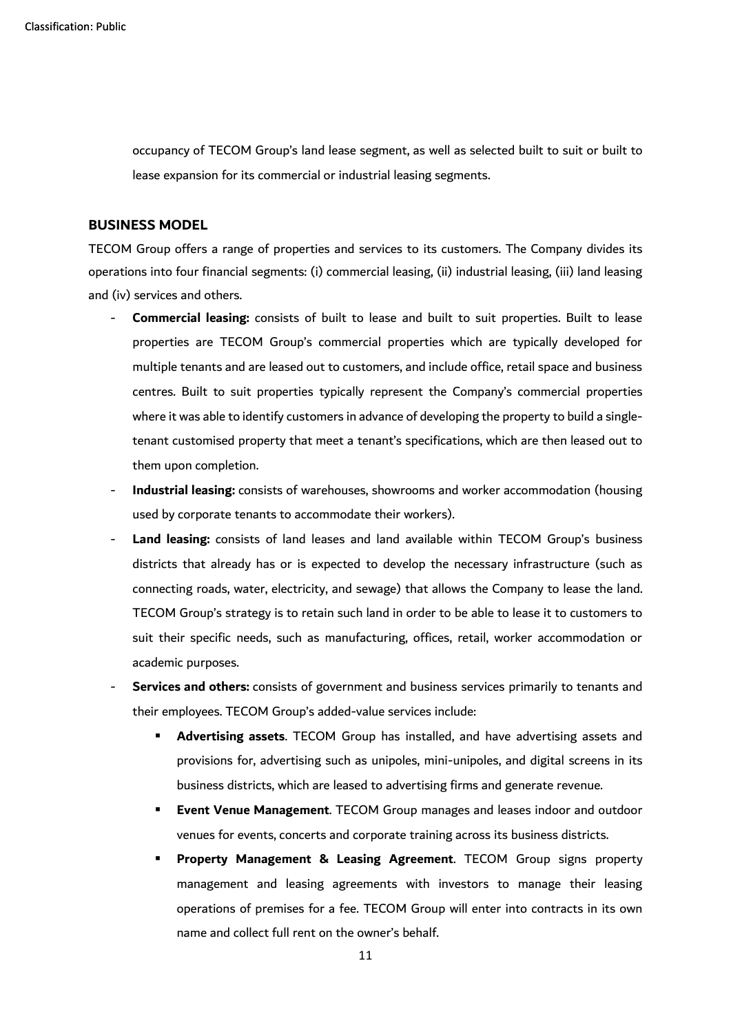occupancy of TECOM Group's land lease segment, as well as selected built to suit or built to lease expansion for its commercial or industrial leasing segments.

## BUSINESS MODEL

TECOM Group offers a range of properties and services to its customers. The Company divides its operations into four financial segments: (i) commercial leasing, (ii) industrial leasing, (iii) land leasing and (iv) services and others.

- **Commercial leasing:** consists of built to lease and built to suit properties. Built to lease properties are TECOM Group's commercial properties which are typically developed for multiple tenants and are leased out to customers, and include office, retail space and business centres. Built to suit properties typically represent the Company's commercial properties where it was able to identify customers in advance of developing the property to build a single-tenant customised property that meet a tenant's specifications, which are then leased out to them upon completion.
- **Industrial leasing:** consists of warehouses, showrooms and worker accommodation (housing used by corporate tenants to accommodate their workers).
- **Land leasing:** consists of land leases and land available within TECOM Group's business districts that already has or is expected to develop the necessary infrastructure (such as connecting roads, water, electricity, and sewage) that allows the Company to lease the land. TECOM Group's strategy is to retain such land in order to be able to lease it to customers to suit their specific needs, such as manufacturing, offices, retail, worker accommodation or academic purposes.
- **Services and others:** consists of government and business services primarily to tenants and their employees. TECOM Group's added-value services include:
  - **Advertising assets**. TECOM Group has installed, and have advertising assets and provisions for, advertising such as unipoles, mini-unipoles, and digital screens in its business districts, which are leased to advertising firms and generate revenue.
  - **Event Venue Management**. TECOM Group manages and leases indoor and outdoor venues for events, concerts and corporate training across its business districts.
  - **Property Management & Leasing Agreement**. TECOM Group signs property management and leasing agreements with investors to manage their leasing operations of premises for a fee. TECOM Group will enter into contracts in its own name and collect full rent on the owner's behalf.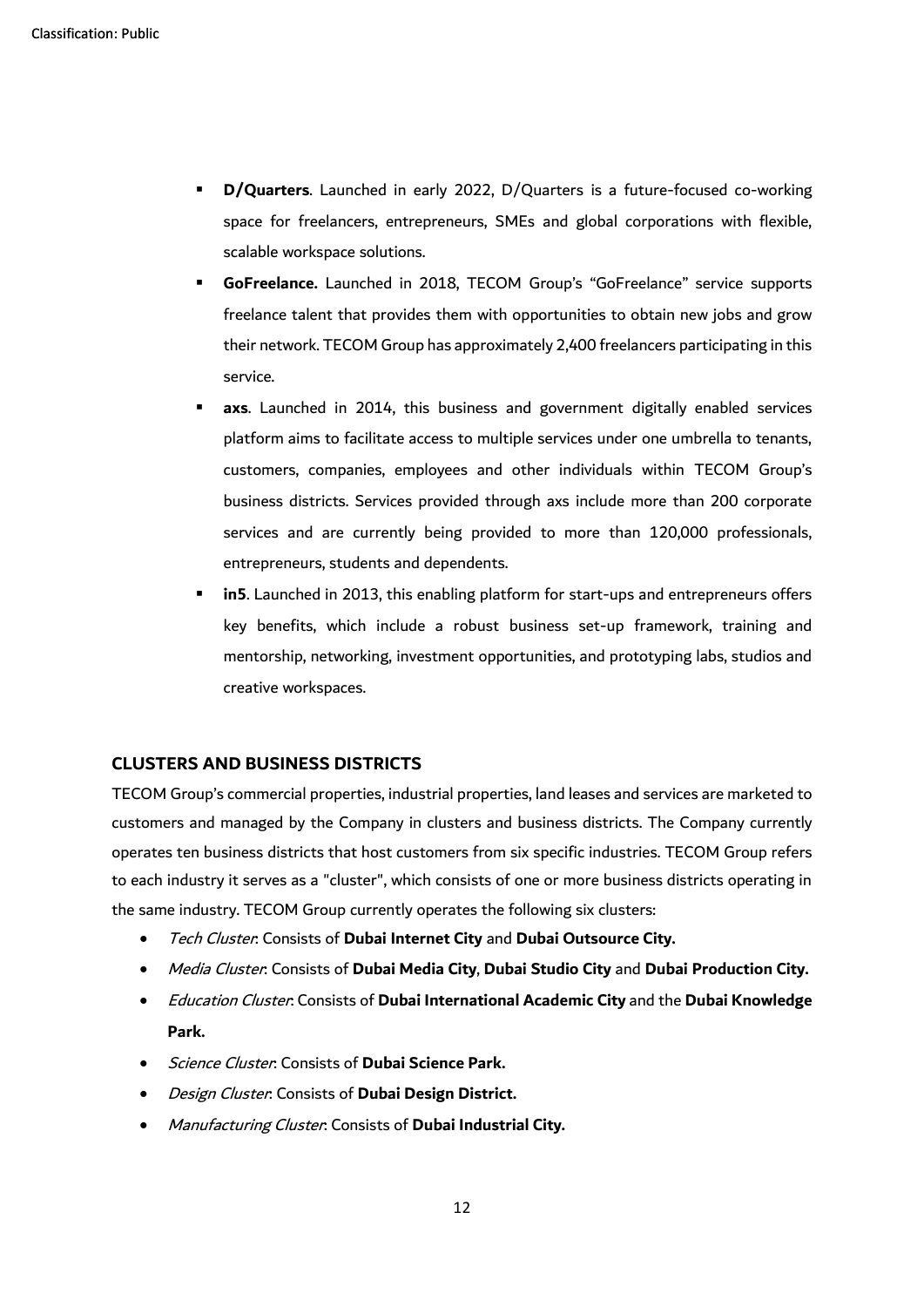- **D/Quarters**. Launched in early 2022, D/Quarters is a future-focused co-working space for freelancers, entrepreneurs, SMEs and global corporations with flexible, scalable workspace solutions.
- **GoFreelance.** Launched in 2018, TECOM Group's "GoFreelance" service supports freelance talent that provides them with opportunities to obtain new jobs and grow their network. TECOM Group has approximately 2,400 freelancers participating in this service.
- **axs**. Launched in 2014, this business and government digitally enabled services platform aims to facilitate access to multiple services under one umbrella to tenants, customers, companies, employees and other individuals within TECOM Group's business districts. Services provided through axs include more than 200 corporate services and are currently being provided to more than 120,000 professionals, entrepreneurs, students and dependents.
- **in5**. Launched in 2013, this enabling platform for start-ups and entrepreneurs offers key benefits, which include a robust business set-up framework, training and mentorship, networking, investment opportunities, and prototyping labs, studios and creative workspaces.

## CLUSTERS AND BUSINESS DISTRICTS

TECOM Group's commercial properties, industrial properties, land leases and services are marketed to customers and managed by the Company in clusters and business districts. The Company currently operates ten business districts that host customers from six specific industries. TECOM Group refers to each industry it serves as a "cluster", which consists of one or more business districts operating in the same industry. TECOM Group currently operates the following six clusters:

- *Tech Cluster*: Consists of **Dubai Internet City** and **Dubai Outsource City.**
- *Media Cluster*: Consists of **Dubai Media City**, **Dubai Studio City** and **Dubai Production City.**
- *Education Cluster*: Consists of **Dubai International Academic City** and the **Dubai Knowledge Park.**
- *Science Cluster*: Consists of **Dubai Science Park.**
- *Design Cluster*: Consists of **Dubai Design District.**
- *Manufacturing Cluster*: Consists of **Dubai Industrial City.**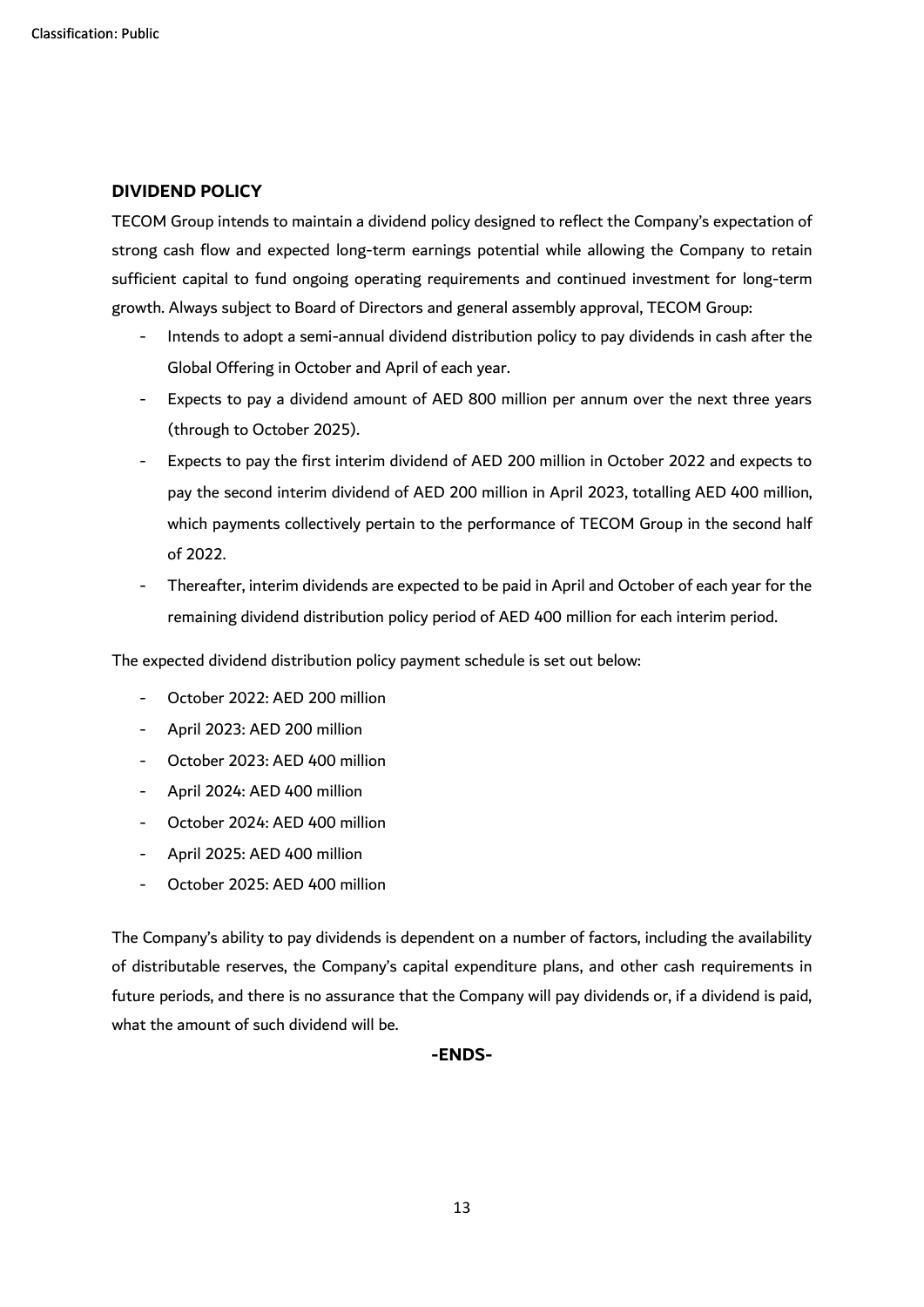## DIVIDEND POLICY

TECOM Group intends to maintain a dividend policy designed to reflect the Company's expectation of strong cash flow and expected long-term earnings potential while allowing the Company to retain sufficient capital to fund ongoing operating requirements and continued investment for long-term growth. Always subject to Board of Directors and general assembly approval, TECOM Group:

- Intends to adopt a semi-annual dividend distribution policy to pay dividends in cash after the Global Offering in October and April of each year.
- Expects to pay a dividend amount of AED 800 million per annum over the next three years (through to October 2025).
- Expects to pay the first interim dividend of AED 200 million in October 2022 and expects to pay the second interim dividend of AED 200 million in April 2023, totalling AED 400 million, which payments collectively pertain to the performance of TECOM Group in the second half of 2022.
- Thereafter, interim dividends are expected to be paid in April and October of each year for the remaining dividend distribution policy period of AED 400 million for each interim period.

The expected dividend distribution policy payment schedule is set out below:

- October 2022: AED 200 million
- April 2023: AED 200 million
- October 2023: AED 400 million
- April 2024: AED 400 million
- October 2024: AED 400 million
- April 2025: AED 400 million
- October 2025: AED 400 million

The Company's ability to pay dividends is dependent on a number of factors, including the availability of distributable reserves, the Company's capital expenditure plans, and other cash requirements in future periods, and there is no assurance that the Company will pay dividends or, if a dividend is paid, what the amount of such dividend will be.

**-ENDS-**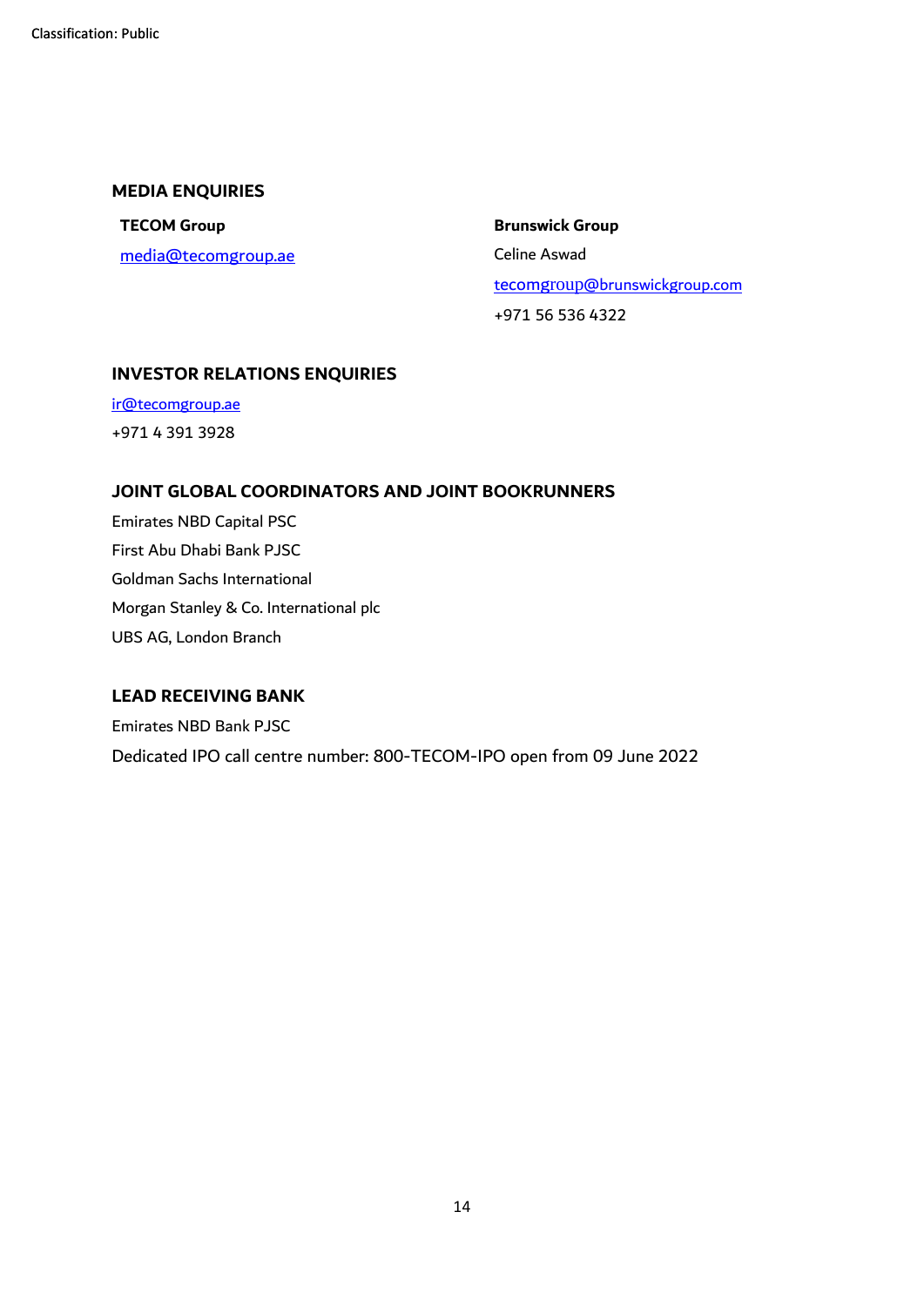Classification: Public

## MEDIA ENQUIRIES

**TECOM Group**

media@tecomgroup.ae

**Brunswick Group**

Celine Aswad

tecomgroup@brunswickgroup.com

+971 56 536 4322

## INVESTOR RELATIONS ENQUIRIES

ir@tecomgroup.ae

+971 4 391 3928

## JOINT GLOBAL COORDINATORS AND JOINT BOOKRUNNERS

Emirates NBD Capital PSC

First Abu Dhabi Bank PJSC

Goldman Sachs International

Morgan Stanley & Co. International plc

UBS AG, London Branch

## LEAD RECEIVING BANK

Emirates NBD Bank PJSC

Dedicated IPO call centre number: 800-TECOM-IPO open from 09 June 2022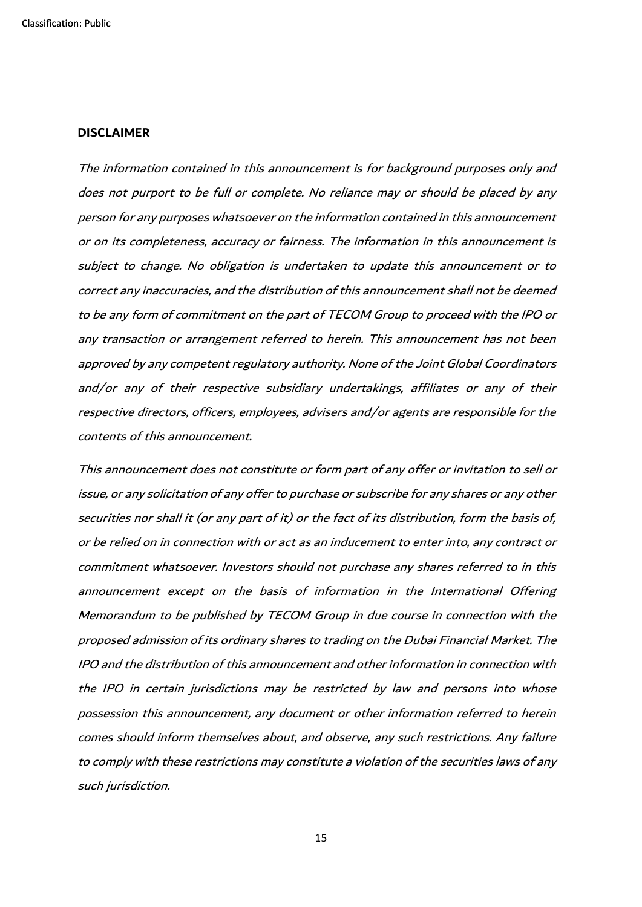**DISCLAIMER**

*The information contained in this announcement is for background purposes only and does not purport to be full or complete. No reliance may or should be placed by any person for any purposes whatsoever on the information contained in this announcement or on its completeness, accuracy or fairness. The information in this announcement is subject to change. No obligation is undertaken to update this announcement or to correct any inaccuracies, and the distribution of this announcement shall not be deemed to be any form of commitment on the part of TECOM Group to proceed with the IPO or any transaction or arrangement referred to herein. This announcement has not been approved by any competent regulatory authority. None of the Joint Global Coordinators and/or any of their respective subsidiary undertakings, affiliates or any of their respective directors, officers, employees, advisers and/or agents are responsible for the contents of this announcement.*

*This announcement does not constitute or form part of any offer or invitation to sell or issue, or any solicitation of any offer to purchase or subscribe for any shares or any other securities nor shall it (or any part of it) or the fact of its distribution, form the basis of, or be relied on in connection with or act as an inducement to enter into, any contract or commitment whatsoever. Investors should not purchase any shares referred to in this announcement except on the basis of information in the International Offering Memorandum to be published by TECOM Group in due course in connection with the proposed admission of its ordinary shares to trading on the Dubai Financial Market. The IPO and the distribution of this announcement and other information in connection with the IPO in certain jurisdictions may be restricted by law and persons into whose possession this announcement, any document or other information referred to herein comes should inform themselves about, and observe, any such restrictions. Any failure to comply with these restrictions may constitute a violation of the securities laws of any such jurisdiction.*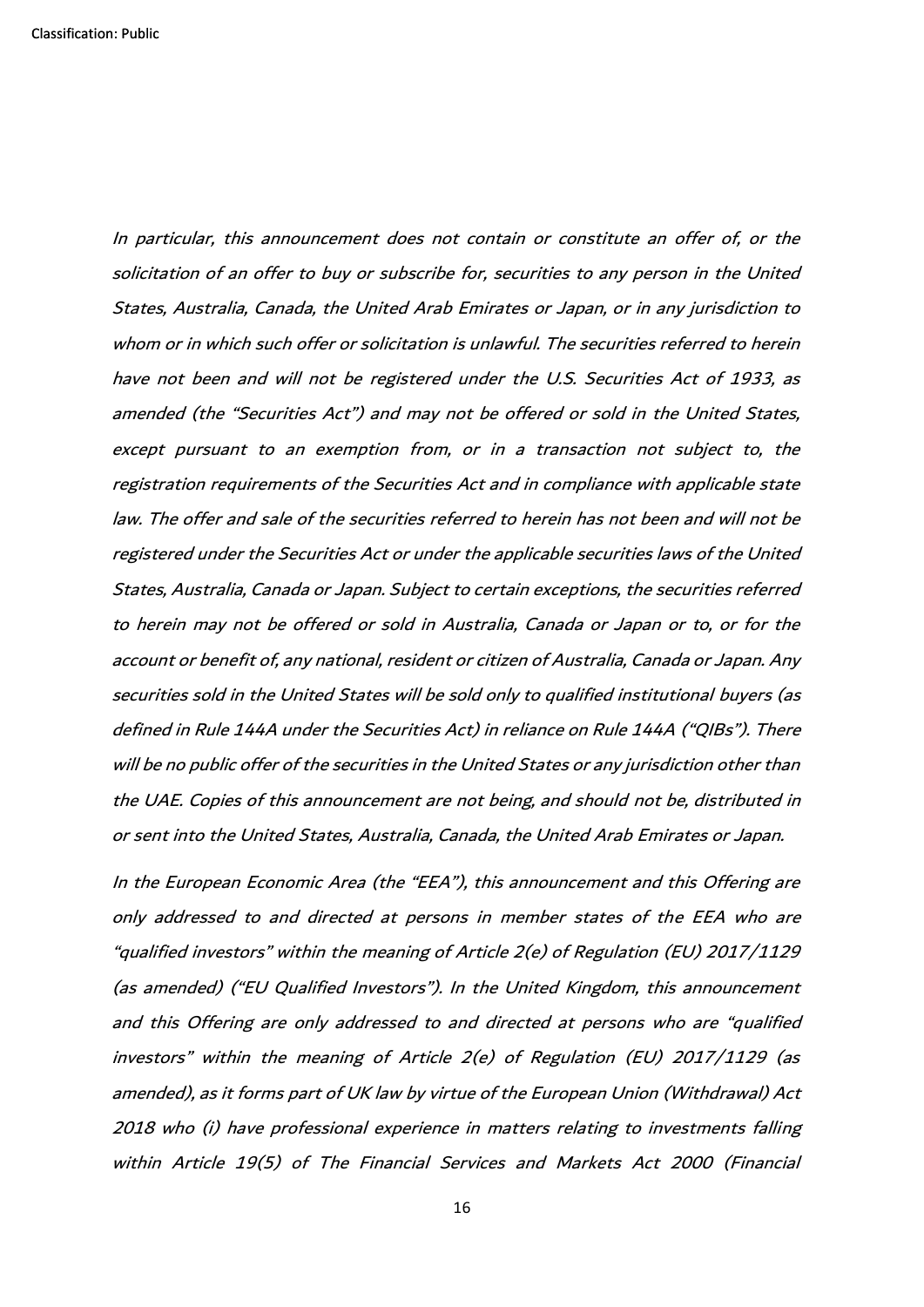*In particular, this announcement does not contain or constitute an offer of, or the solicitation of an offer to buy or subscribe for, securities to any person in the United States, Australia, Canada, the United Arab Emirates or Japan, or in any jurisdiction to whom or in which such offer or solicitation is unlawful. The securities referred to herein have not been and will not be registered under the U.S. Securities Act of 1933, as amended (the "Securities Act") and may not be offered or sold in the United States, except pursuant to an exemption from, or in a transaction not subject to, the registration requirements of the Securities Act and in compliance with applicable state law. The offer and sale of the securities referred to herein has not been and will not be registered under the Securities Act or under the applicable securities laws of the United States, Australia, Canada or Japan. Subject to certain exceptions, the securities referred to herein may not be offered or sold in Australia, Canada or Japan or to, or for the account or benefit of, any national, resident or citizen of Australia, Canada or Japan. Any securities sold in the United States will be sold only to qualified institutional buyers (as defined in Rule 144A under the Securities Act) in reliance on Rule 144A ("QIBs"). There will be no public offer of the securities in the United States or any jurisdiction other than the UAE. Copies of this announcement are not being, and should not be, distributed in or sent into the United States, Australia, Canada, the United Arab Emirates or Japan.*

*In the European Economic Area (the "EEA"), this announcement and this Offering are only addressed to and directed at persons in member states of the EEA who are "qualified investors" within the meaning of Article 2(e) of Regulation (EU) 2017/1129 (as amended) ("EU Qualified Investors"). In the United Kingdom, this announcement and this Offering are only addressed to and directed at persons who are "qualified investors" within the meaning of Article 2(e) of Regulation (EU) 2017/1129 (as amended), as it forms part of UK law by virtue of the European Union (Withdrawal) Act 2018 who (i) have professional experience in matters relating to investments falling within Article 19(5) of The Financial Services and Markets Act 2000 (Financial*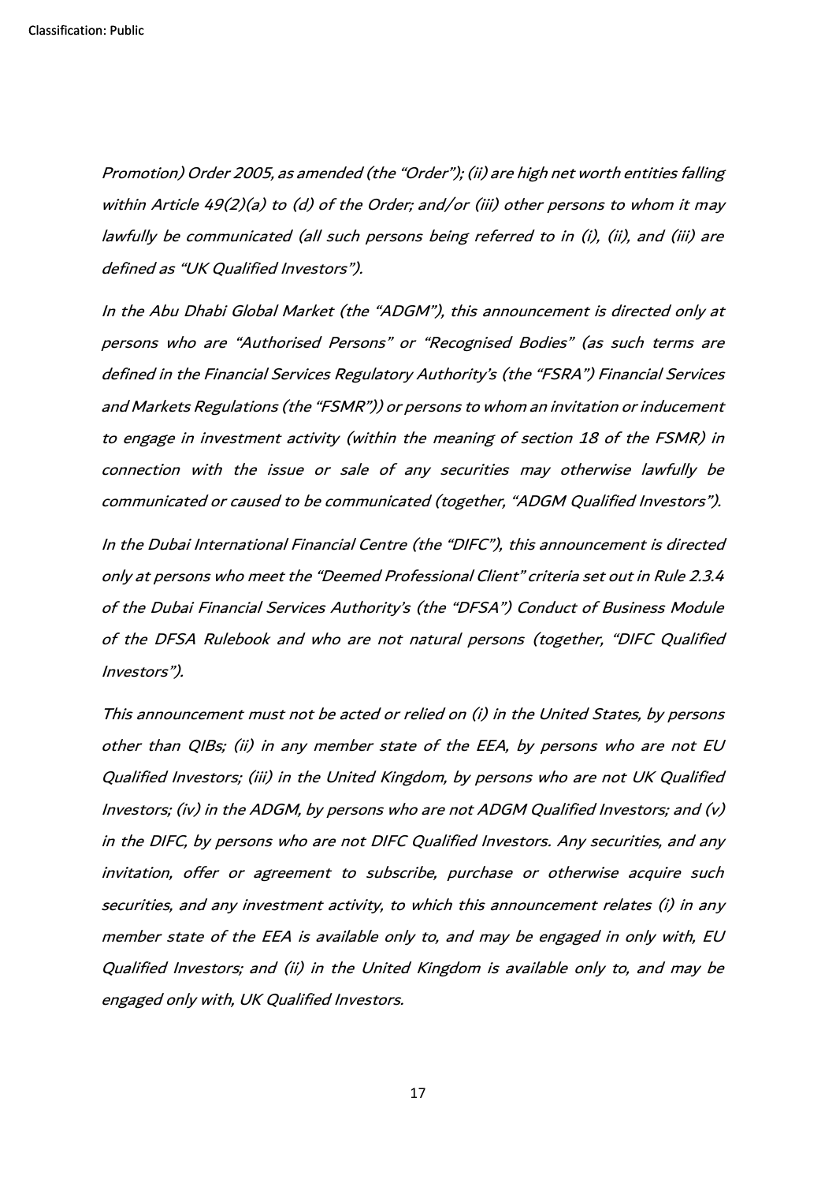*Promotion) Order 2005, as amended (the "Order"); (ii) are high net worth entities falling within Article 49(2)(a) to (d) of the Order; and/or (iii) other persons to whom it may lawfully be communicated (all such persons being referred to in (i), (ii), and (iii) are defined as "UK Qualified Investors").*

*In the Abu Dhabi Global Market (the "ADGM"), this announcement is directed only at persons who are "Authorised Persons" or "Recognised Bodies" (as such terms are defined in the Financial Services Regulatory Authority's (the "FSRA") Financial Services and Markets Regulations (the "FSMR")) or persons to whom an invitation or inducement to engage in investment activity (within the meaning of section 18 of the FSMR) in connection with the issue or sale of any securities may otherwise lawfully be communicated or caused to be communicated (together, "ADGM Qualified Investors").*

*In the Dubai International Financial Centre (the "DIFC"), this announcement is directed only at persons who meet the "Deemed Professional Client" criteria set out in Rule 2.3.4 of the Dubai Financial Services Authority's (the "DFSA") Conduct of Business Module of the DFSA Rulebook and who are not natural persons (together, "DIFC Qualified Investors").*

*This announcement must not be acted or relied on (i) in the United States, by persons other than QIBs; (ii) in any member state of the EEA, by persons who are not EU Qualified Investors; (iii) in the United Kingdom, by persons who are not UK Qualified Investors; (iv) in the ADGM, by persons who are not ADGM Qualified Investors; and (v) in the DIFC, by persons who are not DIFC Qualified Investors. Any securities, and any invitation, offer or agreement to subscribe, purchase or otherwise acquire such securities, and any investment activity, to which this announcement relates (i) in any member state of the EEA is available only to, and may be engaged in only with, EU Qualified Investors; and (ii) in the United Kingdom is available only to, and may be engaged only with, UK Qualified Investors.*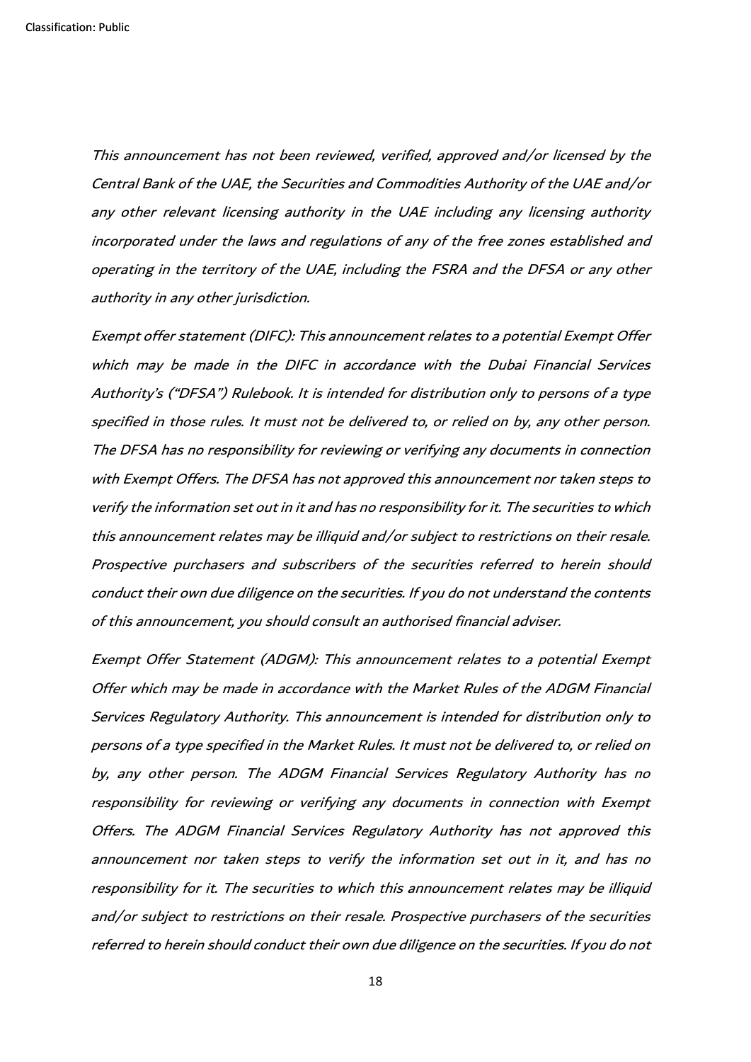*This announcement has not been reviewed, verified, approved and/or licensed by the Central Bank of the UAE, the Securities and Commodities Authority of the UAE and/or any other relevant licensing authority in the UAE including any licensing authority incorporated under the laws and regulations of any of the free zones established and operating in the territory of the UAE, including the FSRA and the DFSA or any other authority in any other jurisdiction.*

*Exempt offer statement (DIFC): This announcement relates to a potential Exempt Offer which may be made in the DIFC in accordance with the Dubai Financial Services Authority's ("DFSA") Rulebook. It is intended for distribution only to persons of a type specified in those rules. It must not be delivered to, or relied on by, any other person. The DFSA has no responsibility for reviewing or verifying any documents in connection with Exempt Offers. The DFSA has not approved this announcement nor taken steps to verify the information set out in it and has no responsibility for it. The securities to which this announcement relates may be illiquid and/or subject to restrictions on their resale. Prospective purchasers and subscribers of the securities referred to herein should conduct their own due diligence on the securities. If you do not understand the contents of this announcement, you should consult an authorised financial adviser.*

*Exempt Offer Statement (ADGM): This announcement relates to a potential Exempt Offer which may be made in accordance with the Market Rules of the ADGM Financial Services Regulatory Authority. This announcement is intended for distribution only to persons of a type specified in the Market Rules. It must not be delivered to, or relied on by, any other person. The ADGM Financial Services Regulatory Authority has no responsibility for reviewing or verifying any documents in connection with Exempt Offers. The ADGM Financial Services Regulatory Authority has not approved this announcement nor taken steps to verify the information set out in it, and has no responsibility for it. The securities to which this announcement relates may be illiquid and/or subject to restrictions on their resale. Prospective purchasers of the securities referred to herein should conduct their own due diligence on the securities. If you do not*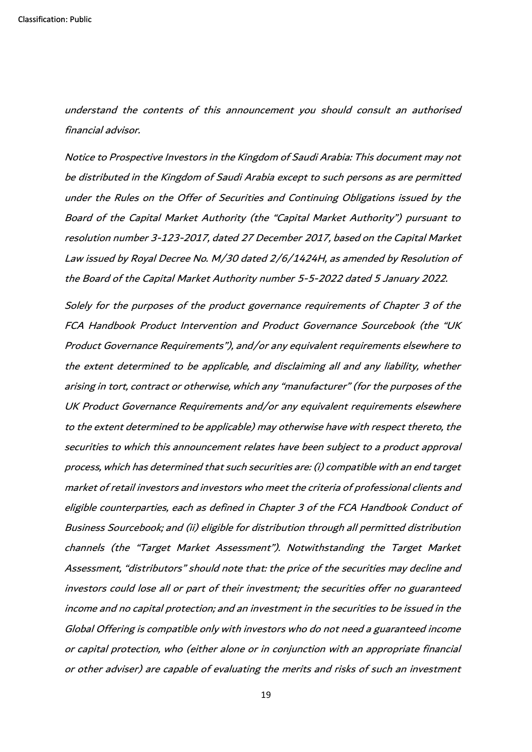*understand the contents of this announcement you should consult an authorised financial advisor.*

*Notice to Prospective Investors in the Kingdom of Saudi Arabia: This document may not be distributed in the Kingdom of Saudi Arabia except to such persons as are permitted under the Rules on the Offer of Securities and Continuing Obligations issued by the Board of the Capital Market Authority (the "Capital Market Authority") pursuant to resolution number 3-123-2017, dated 27 December 2017, based on the Capital Market Law issued by Royal Decree No. M/30 dated 2/6/1424H, as amended by Resolution of the Board of the Capital Market Authority number 5-5-2022 dated 5 January 2022.*

*Solely for the purposes of the product governance requirements of Chapter 3 of the FCA Handbook Product Intervention and Product Governance Sourcebook (the "UK Product Governance Requirements"), and/or any equivalent requirements elsewhere to the extent determined to be applicable, and disclaiming all and any liability, whether arising in tort, contract or otherwise, which any "manufacturer" (for the purposes of the UK Product Governance Requirements and/or any equivalent requirements elsewhere to the extent determined to be applicable) may otherwise have with respect thereto, the securities to which this announcement relates have been subject to a product approval process, which has determined that such securities are: (i) compatible with an end target market of retail investors and investors who meet the criteria of professional clients and eligible counterparties, each as defined in Chapter 3 of the FCA Handbook Conduct of Business Sourcebook; and (ii) eligible for distribution through all permitted distribution channels (the "Target Market Assessment"). Notwithstanding the Target Market Assessment, "distributors" should note that: the price of the securities may decline and investors could lose all or part of their investment; the securities offer no guaranteed income and no capital protection; and an investment in the securities to be issued in the Global Offering is compatible only with investors who do not need a guaranteed income or capital protection, who (either alone or in conjunction with an appropriate financial or other adviser) are capable of evaluating the merits and risks of such an investment*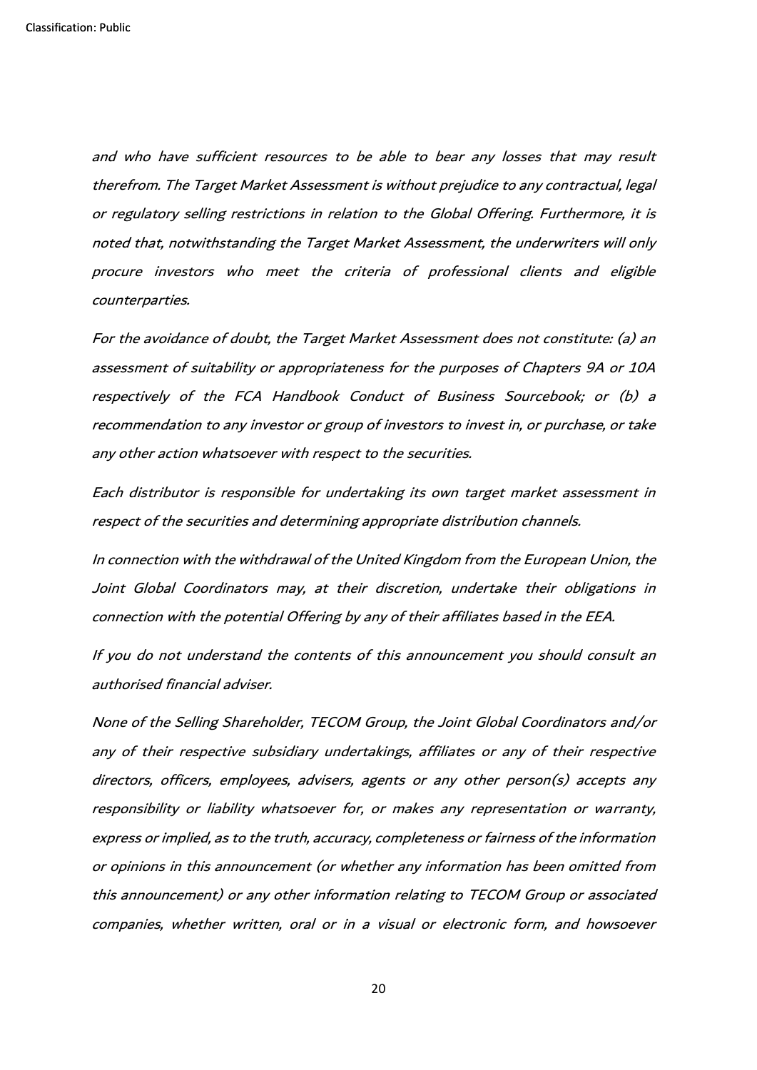*and who have sufficient resources to be able to bear any losses that may result therefrom. The Target Market Assessment is without prejudice to any contractual, legal or regulatory selling restrictions in relation to the Global Offering. Furthermore, it is noted that, notwithstanding the Target Market Assessment, the underwriters will only procure investors who meet the criteria of professional clients and eligible counterparties.*

*For the avoidance of doubt, the Target Market Assessment does not constitute: (a) an assessment of suitability or appropriateness for the purposes of Chapters 9A or 10A respectively of the FCA Handbook Conduct of Business Sourcebook; or (b) a recommendation to any investor or group of investors to invest in, or purchase, or take any other action whatsoever with respect to the securities.*

*Each distributor is responsible for undertaking its own target market assessment in respect of the securities and determining appropriate distribution channels.*

*In connection with the withdrawal of the United Kingdom from the European Union, the Joint Global Coordinators may, at their discretion, undertake their obligations in connection with the potential Offering by any of their affiliates based in the EEA.*

*If you do not understand the contents of this announcement you should consult an authorised financial adviser.*

*None of the Selling Shareholder, TECOM Group, the Joint Global Coordinators and/or any of their respective subsidiary undertakings, affiliates or any of their respective directors, officers, employees, advisers, agents or any other person(s) accepts any responsibility or liability whatsoever for, or makes any representation or warranty, express or implied, as to the truth, accuracy, completeness or fairness of the information or opinions in this announcement (or whether any information has been omitted from this announcement) or any other information relating to TECOM Group or associated companies, whether written, oral or in a visual or electronic form, and howsoever*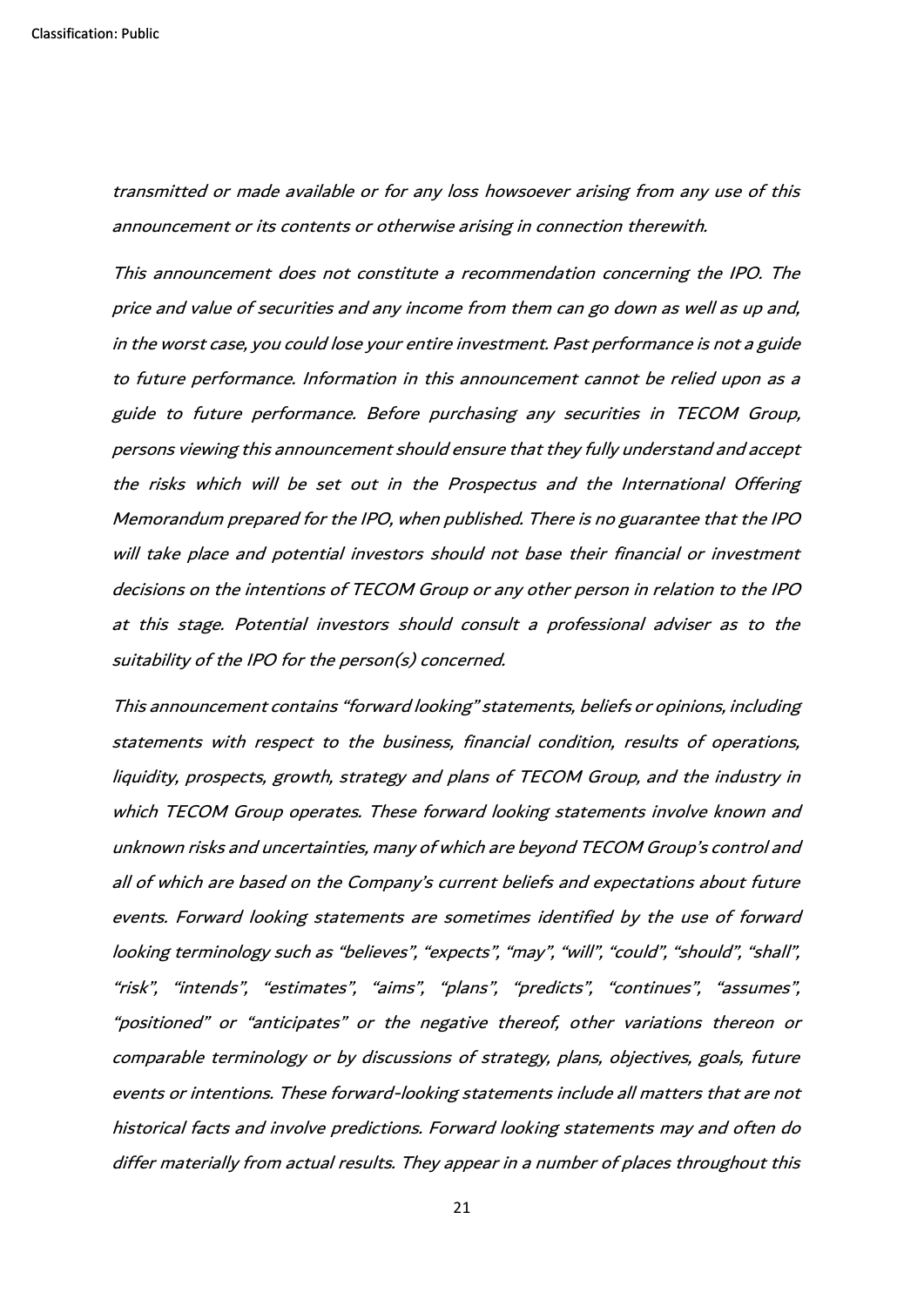*transmitted or made available or for any loss howsoever arising from any use of this announcement or its contents or otherwise arising in connection therewith.*

*This announcement does not constitute a recommendation concerning the IPO. The price and value of securities and any income from them can go down as well as up and, in the worst case, you could lose your entire investment. Past performance is not a guide to future performance. Information in this announcement cannot be relied upon as a guide to future performance. Before purchasing any securities in TECOM Group, persons viewing this announcement should ensure that they fully understand and accept the risks which will be set out in the Prospectus and the International Offering Memorandum prepared for the IPO, when published. There is no guarantee that the IPO will take place and potential investors should not base their financial or investment decisions on the intentions of TECOM Group or any other person in relation to the IPO at this stage. Potential investors should consult a professional adviser as to the suitability of the IPO for the person(s) concerned.*

*This announcement contains "forward looking" statements, beliefs or opinions, including statements with respect to the business, financial condition, results of operations, liquidity, prospects, growth, strategy and plans of TECOM Group, and the industry in which TECOM Group operates. These forward looking statements involve known and unknown risks and uncertainties, many of which are beyond TECOM Group's control and all of which are based on the Company's current beliefs and expectations about future events. Forward looking statements are sometimes identified by the use of forward looking terminology such as "believes", "expects", "may", "will", "could", "should", "shall", "risk", "intends", "estimates", "aims", "plans", "predicts", "continues", "assumes", "positioned" or "anticipates" or the negative thereof, other variations thereon or comparable terminology or by discussions of strategy, plans, objectives, goals, future events or intentions. These forward-looking statements include all matters that are not historical facts and involve predictions. Forward looking statements may and often do differ materially from actual results. They appear in a number of places throughout this*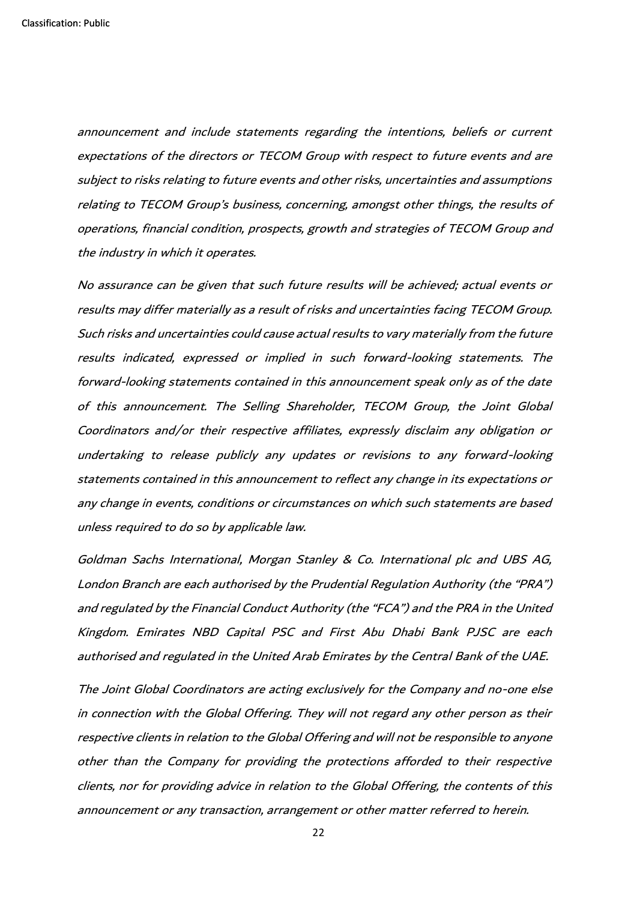*announcement and include statements regarding the intentions, beliefs or current expectations of the directors or TECOM Group with respect to future events and are subject to risks relating to future events and other risks, uncertainties and assumptions relating to TECOM Group's business, concerning, amongst other things, the results of operations, financial condition, prospects, growth and strategies of TECOM Group and the industry in which it operates.*

*No assurance can be given that such future results will be achieved; actual events or results may differ materially as a result of risks and uncertainties facing TECOM Group. Such risks and uncertainties could cause actual results to vary materially from the future results indicated, expressed or implied in such forward-looking statements. The forward-looking statements contained in this announcement speak only as of the date of this announcement. The Selling Shareholder, TECOM Group, the Joint Global Coordinators and/or their respective affiliates, expressly disclaim any obligation or undertaking to release publicly any updates or revisions to any forward-looking statements contained in this announcement to reflect any change in its expectations or any change in events, conditions or circumstances on which such statements are based unless required to do so by applicable law.*

*Goldman Sachs International, Morgan Stanley & Co. International plc and UBS AG, London Branch are each authorised by the Prudential Regulation Authority (the "PRA") and regulated by the Financial Conduct Authority (the "FCA") and the PRA in the United Kingdom. Emirates NBD Capital PSC and First Abu Dhabi Bank PJSC are each authorised and regulated in the United Arab Emirates by the Central Bank of the UAE.*

*The Joint Global Coordinators are acting exclusively for the Company and no-one else in connection with the Global Offering. They will not regard any other person as their respective clients in relation to the Global Offering and will not be responsible to anyone other than the Company for providing the protections afforded to their respective clients, nor for providing advice in relation to the Global Offering, the contents of this announcement or any transaction, arrangement or other matter referred to herein.*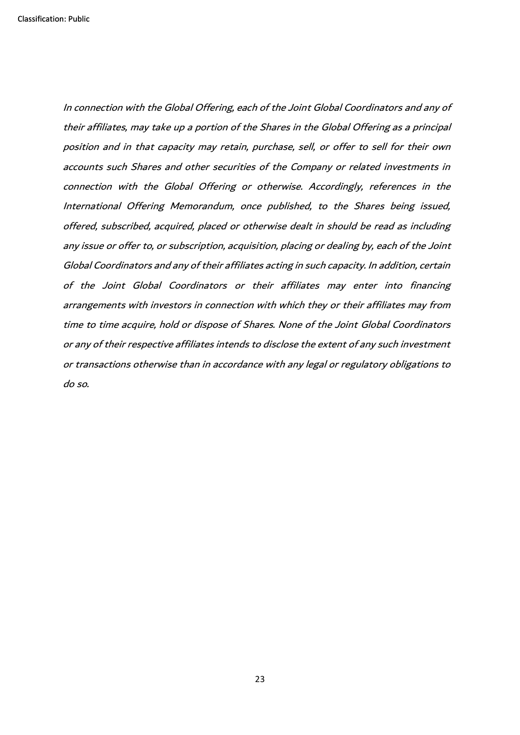*In connection with the Global Offering, each of the Joint Global Coordinators and any of their affiliates, may take up a portion of the Shares in the Global Offering as a principal position and in that capacity may retain, purchase, sell, or offer to sell for their own accounts such Shares and other securities of the Company or related investments in connection with the Global Offering or otherwise. Accordingly, references in the International Offering Memorandum, once published, to the Shares being issued, offered, subscribed, acquired, placed or otherwise dealt in should be read as including any issue or offer to, or subscription, acquisition, placing or dealing by, each of the Joint Global Coordinators and any of their affiliates acting in such capacity. In addition, certain of the Joint Global Coordinators or their affiliates may enter into financing arrangements with investors in connection with which they or their affiliates may from time to time acquire, hold or dispose of Shares. None of the Joint Global Coordinators or any of their respective affiliates intends to disclose the extent of any such investment or transactions otherwise than in accordance with any legal or regulatory obligations to do so.*